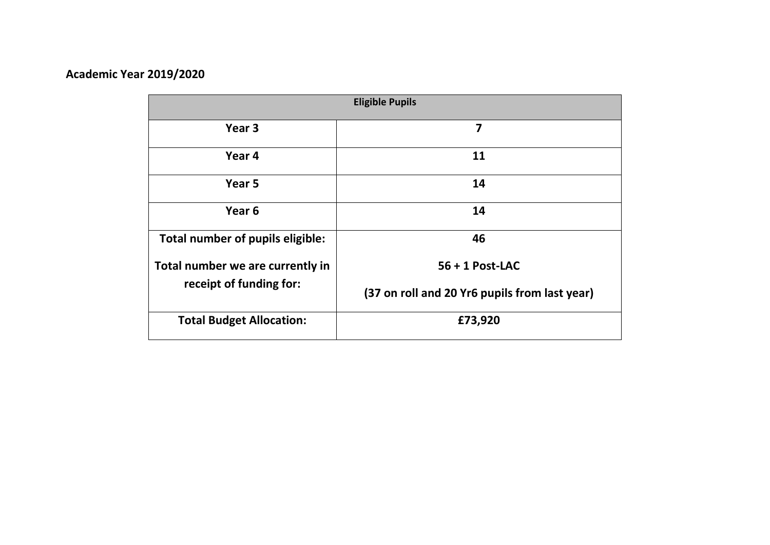**Academic Year 2019/2020**

| Eligible Pupils | |
|---|---|
| Year 3 | 7 |
| Year 4 | 11 |
| Year 5 | 14 |
| Year 6 | 14 |
| Total number of pupils eligible:<br><br>Total number we are currently in receipt of funding for: | 46<br><br>56 + 1 Post-LAC<br><br>(37 on roll and 20 Yr6 pupils from last year) |
| Total Budget Allocation: | £73,920 |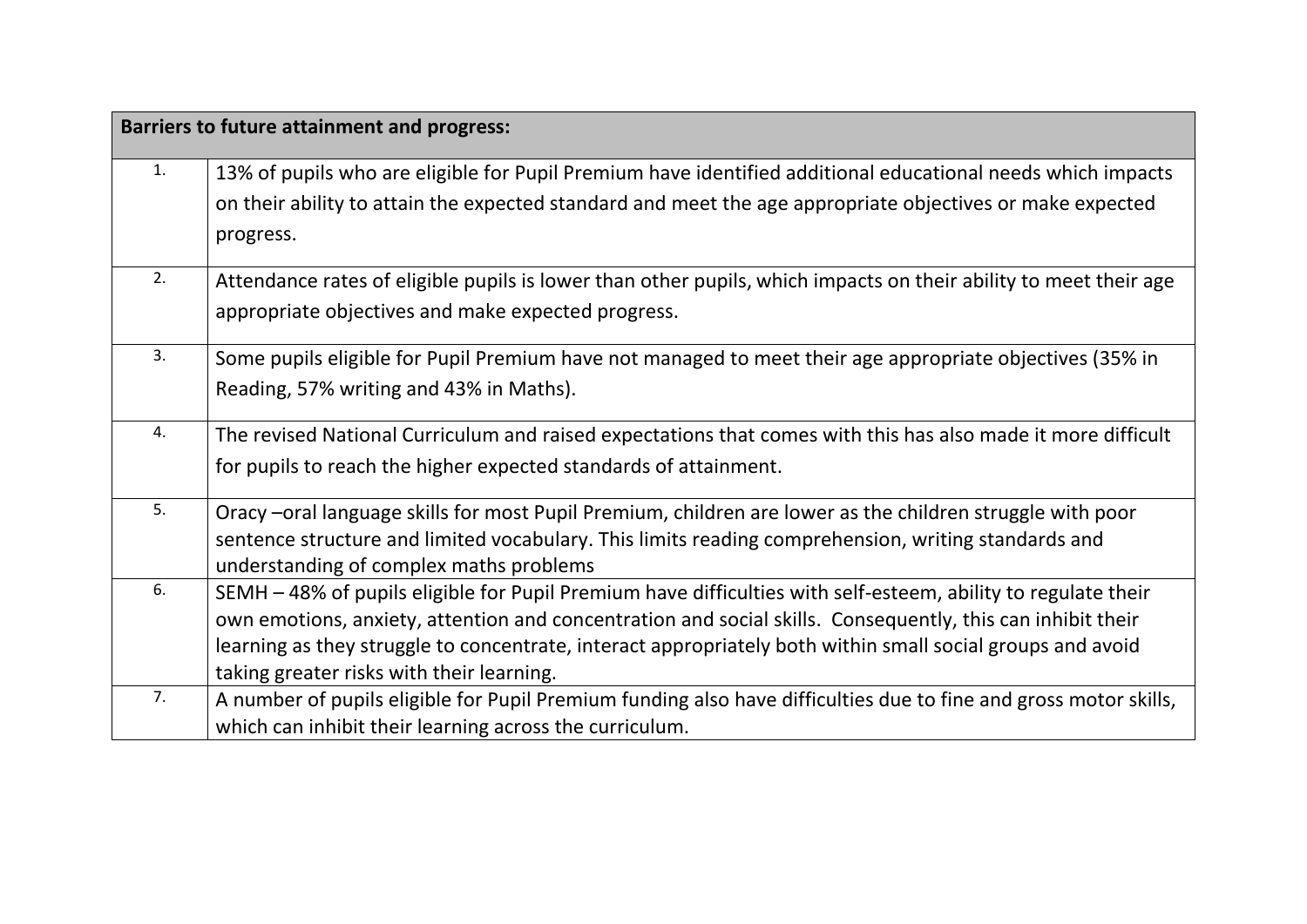| Barriers to future attainment and progress: | |
|---|---|
| 1. | 13% of pupils who are eligible for Pupil Premium have identified additional educational needs which impacts on their ability to attain the expected standard and meet the age appropriate objectives or make expected progress. |
| 2. | Attendance rates of eligible pupils is lower than other pupils, which impacts on their ability to meet their age appropriate objectives and make expected progress. |
| 3. | Some pupils eligible for Pupil Premium have not managed to meet their age appropriate objectives (35% in Reading, 57% writing and 43% in Maths). |
| 4. | The revised National Curriculum and raised expectations that comes with this has also made it more difficult for pupils to reach the higher expected standards of attainment. |
| 5. | Oracy –oral language skills for most Pupil Premium, children are lower as the children struggle with poor sentence structure and limited vocabulary. This limits reading comprehension, writing standards and understanding of complex maths problems |
| 6. | SEMH – 48% of pupils eligible for Pupil Premium have difficulties with self-esteem, ability to regulate their own emotions, anxiety, attention and concentration and social skills. Consequently, this can inhibit their learning as they struggle to concentrate, interact appropriately both within small social groups and avoid taking greater risks with their learning. |
| 7. | A number of pupils eligible for Pupil Premium funding also have difficulties due to fine and gross motor skills, which can inhibit their learning across the curriculum. |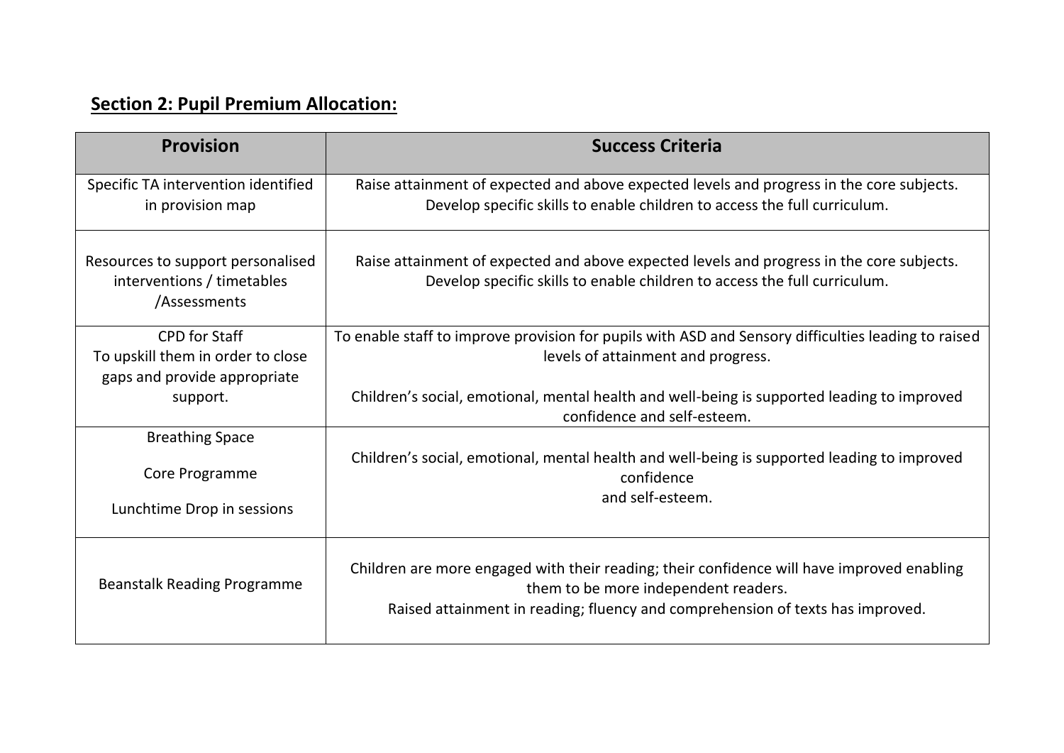## Section 2: Pupil Premium Allocation:

| Provision | Success Criteria |
|---|---|
| Specific TA intervention identified in provision map | Raise attainment of expected and above expected levels and progress in the core subjects. Develop specific skills to enable children to access the full curriculum. |
| Resources to support personalised interventions / timetables /Assessments | Raise attainment of expected and above expected levels and progress in the core subjects. Develop specific skills to enable children to access the full curriculum. |
| CPD for Staff To upskill them in order to close gaps and provide appropriate support. | To enable staff to improve provision for pupils with ASD and Sensory difficulties leading to raised levels of attainment and progress. <br><br> Children's social, emotional, mental health and well-being is supported leading to improved confidence and self-esteem. |
| Breathing Space <br><br> Core Programme <br><br> Lunchtime Drop in sessions | Children's social, emotional, mental health and well-being is supported leading to improved confidence and self-esteem. |
| Beanstalk Reading Programme | Children are more engaged with their reading; their confidence will have improved enabling them to be more independent readers. Raised attainment in reading; fluency and comprehension of texts has improved. |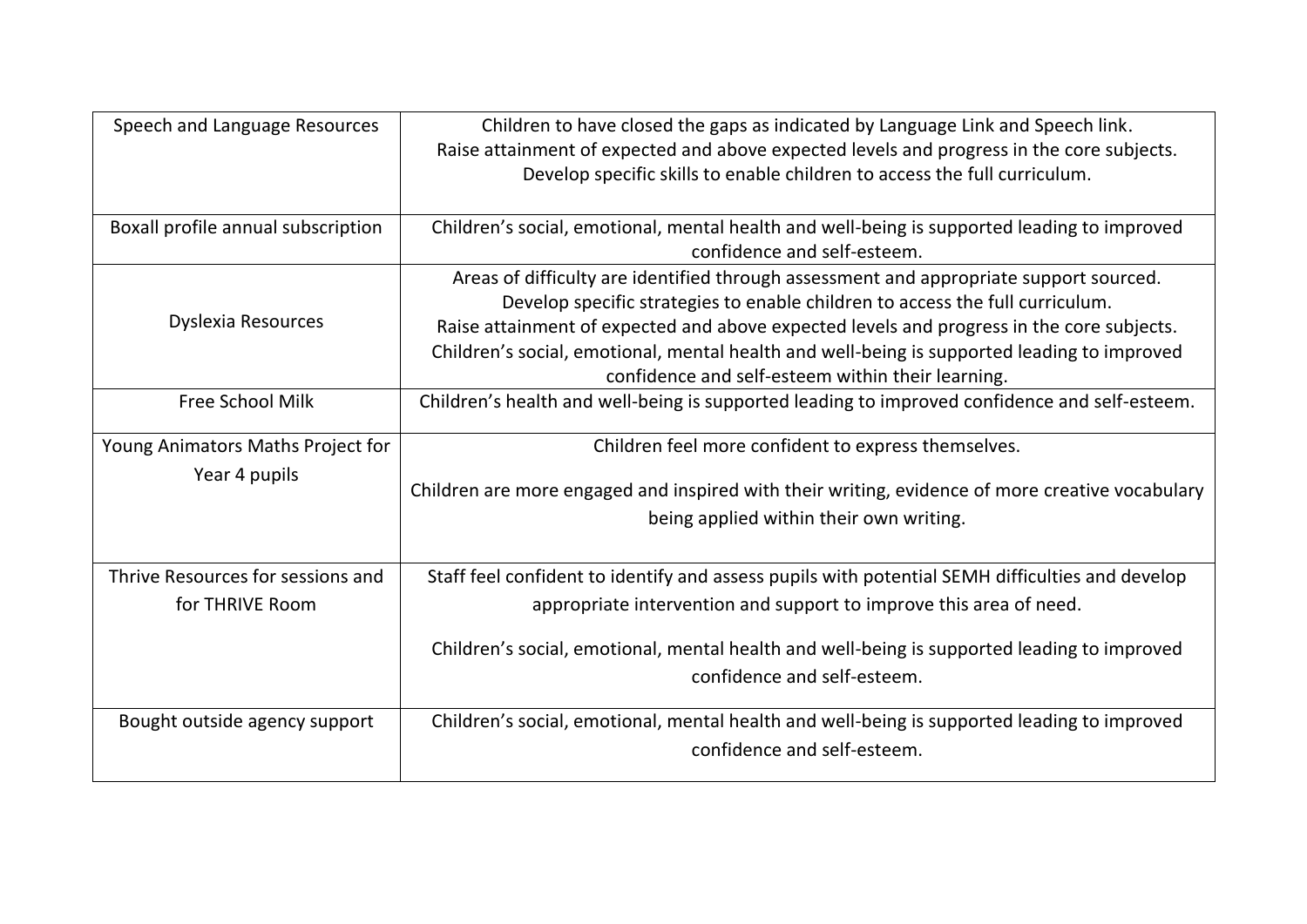| | |
|---|---|
| Speech and Language Resources | Children to have closed the gaps as indicated by Language Link and Speech link.<br>Raise attainment of expected and above expected levels and progress in the core subjects.<br>Develop specific skills to enable children to access the full curriculum. |
| Boxall profile annual subscription | Children's social, emotional, mental health and well-being is supported leading to improved confidence and self-esteem. |
| Dyslexia Resources | Areas of difficulty are identified through assessment and appropriate support sourced.<br>Develop specific strategies to enable children to access the full curriculum.<br>Raise attainment of expected and above expected levels and progress in the core subjects.<br>Children's social, emotional, mental health and well-being is supported leading to improved confidence and self-esteem within their learning. |
| Free School Milk | Children's health and well-being is supported leading to improved confidence and self-esteem. |
| Young Animators Maths Project for Year 4 pupils | Children feel more confident to express themselves.<br><br>Children are more engaged and inspired with their writing, evidence of more creative vocabulary being applied within their own writing. |
| Thrive Resources for sessions and for THRIVE Room | Staff feel confident to identify and assess pupils with potential SEMH difficulties and develop appropriate intervention and support to improve this area of need.<br><br>Children's social, emotional, mental health and well-being is supported leading to improved confidence and self-esteem. |
| Bought outside agency support | Children's social, emotional, mental health and well-being is supported leading to improved confidence and self-esteem. |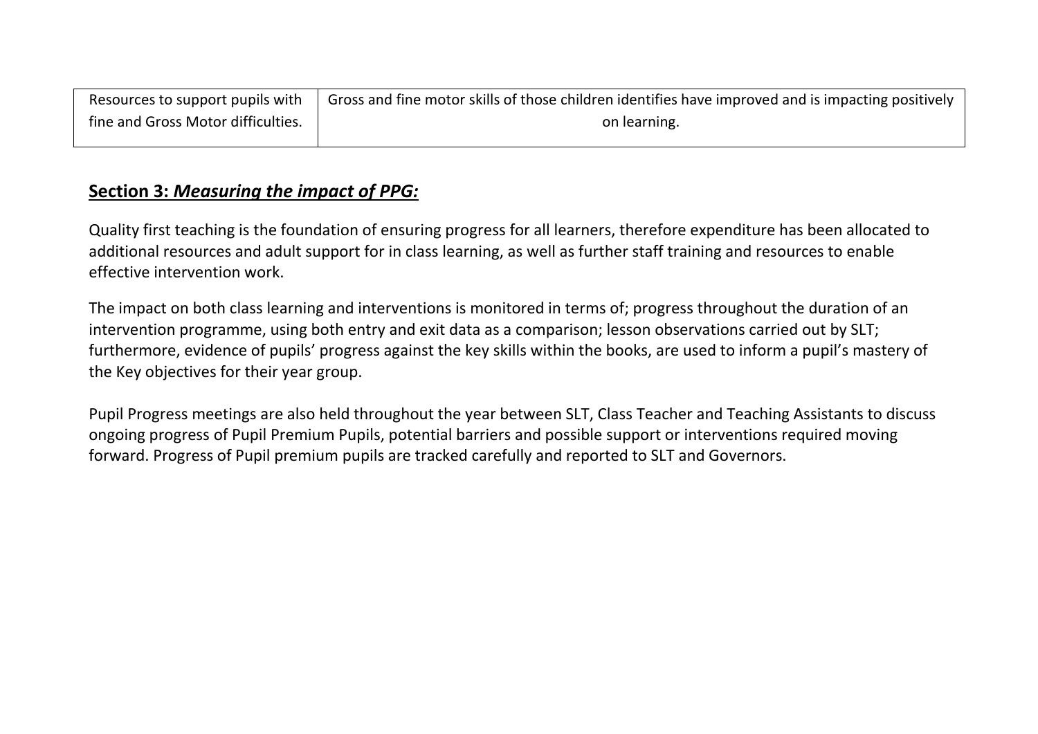| | |
|---|---|
| Resources to support pupils with fine and Gross Motor difficulties. | Gross and fine motor skills of those children identifies have improved and is impacting positively on learning. |

## Section 3: *Measuring the impact of PPG:*

Quality first teaching is the foundation of ensuring progress for all learners, therefore expenditure has been allocated to additional resources and adult support for in class learning, as well as further staff training and resources to enable effective intervention work.

The impact on both class learning and interventions is monitored in terms of; progress throughout the duration of an intervention programme, using both entry and exit data as a comparison; lesson observations carried out by SLT; furthermore, evidence of pupils' progress against the key skills within the books, are used to inform a pupil's mastery of the Key objectives for their year group.

Pupil Progress meetings are also held throughout the year between SLT, Class Teacher and Teaching Assistants to discuss ongoing progress of Pupil Premium Pupils, potential barriers and possible support or interventions required moving forward. Progress of Pupil premium pupils are tracked carefully and reported to SLT and Governors.